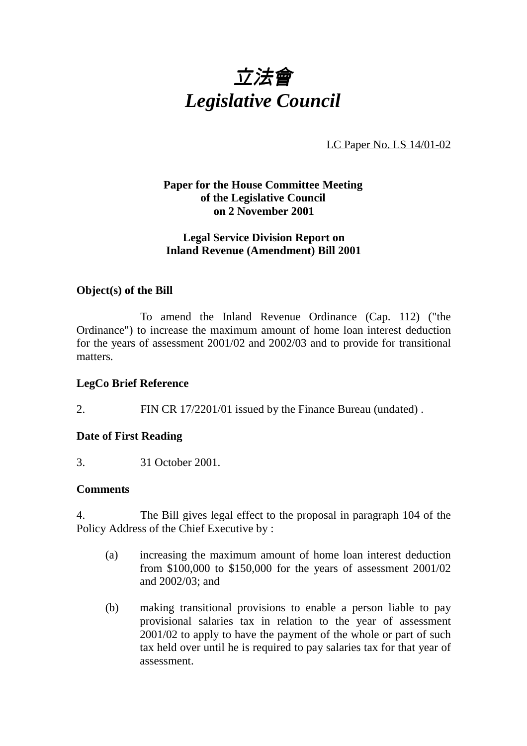# *立法會*
# *Legislative Council*

LC Paper No. LS 14/01-02

**Paper for the House Committee Meeting of the Legislative Council on 2 November 2001**

**Legal Service Division Report on Inland Revenue (Amendment) Bill 2001**

**Object(s) of the Bill**

To amend the Inland Revenue Ordinance (Cap. 112) ("the Ordinance") to increase the maximum amount of home loan interest deduction for the years of assessment 2001/02 and 2002/03 and to provide for transitional matters.

**LegCo Brief Reference**

2. FIN CR 17/2201/01 issued by the Finance Bureau (undated) .

**Date of First Reading**

3. 31 October 2001.

**Comments**

4. The Bill gives legal effect to the proposal in paragraph 104 of the Policy Address of the Chief Executive by :

(a) increasing the maximum amount of home loan interest deduction from $100,000 to $150,000 for the years of assessment 2001/02 and 2002/03; and

(b) making transitional provisions to enable a person liable to pay provisional salaries tax in relation to the year of assessment 2001/02 to apply to have the payment of the whole or part of such tax held over until he is required to pay salaries tax for that year of assessment.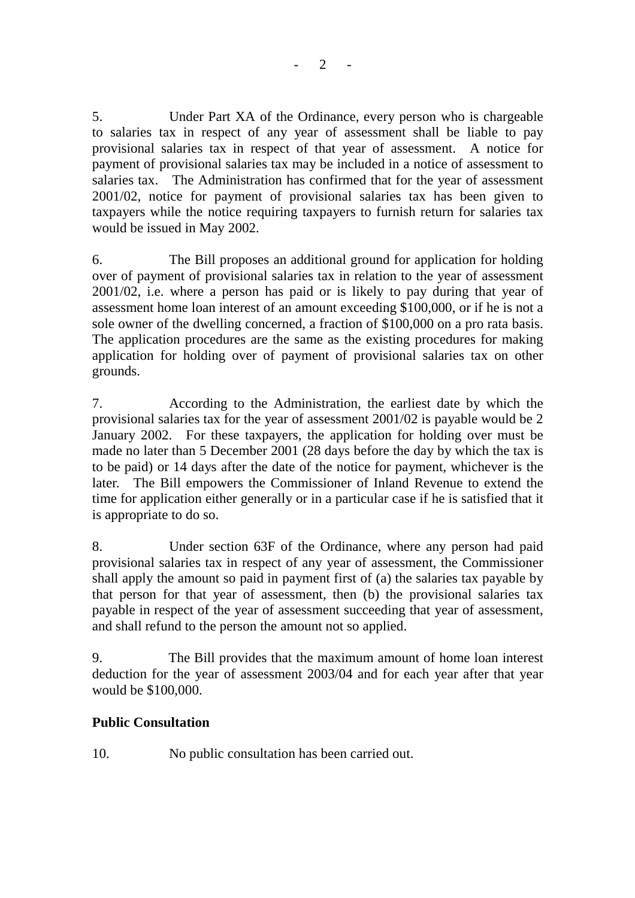5. Under Part XA of the Ordinance, every person who is chargeable to salaries tax in respect of any year of assessment shall be liable to pay provisional salaries tax in respect of that year of assessment. A notice for payment of provisional salaries tax may be included in a notice of assessment to salaries tax. The Administration has confirmed that for the year of assessment 2001/02, notice for payment of provisional salaries tax has been given to taxpayers while the notice requiring taxpayers to furnish return for salaries tax would be issued in May 2002.

6. The Bill proposes an additional ground for application for holding over of payment of provisional salaries tax in relation to the year of assessment 2001/02, i.e. where a person has paid or is likely to pay during that year of assessment home loan interest of an amount exceeding $100,000, or if he is not a sole owner of the dwelling concerned, a fraction of $100,000 on a pro rata basis. The application procedures are the same as the existing procedures for making application for holding over of payment of provisional salaries tax on other grounds.

7. According to the Administration, the earliest date by which the provisional salaries tax for the year of assessment 2001/02 is payable would be 2 January 2002. For these taxpayers, the application for holding over must be made no later than 5 December 2001 (28 days before the day by which the tax is to be paid) or 14 days after the date of the notice for payment, whichever is the later. The Bill empowers the Commissioner of Inland Revenue to extend the time for application either generally or in a particular case if he is satisfied that it is appropriate to do so.

8. Under section 63F of the Ordinance, where any person had paid provisional salaries tax in respect of any year of assessment, the Commissioner shall apply the amount so paid in payment first of (a) the salaries tax payable by that person for that year of assessment, then (b) the provisional salaries tax payable in respect of the year of assessment succeeding that year of assessment, and shall refund to the person the amount not so applied.

9. The Bill provides that the maximum amount of home loan interest deduction for the year of assessment 2003/04 and for each year after that year would be $100,000.

**Public Consultation**

10. No public consultation has been carried out.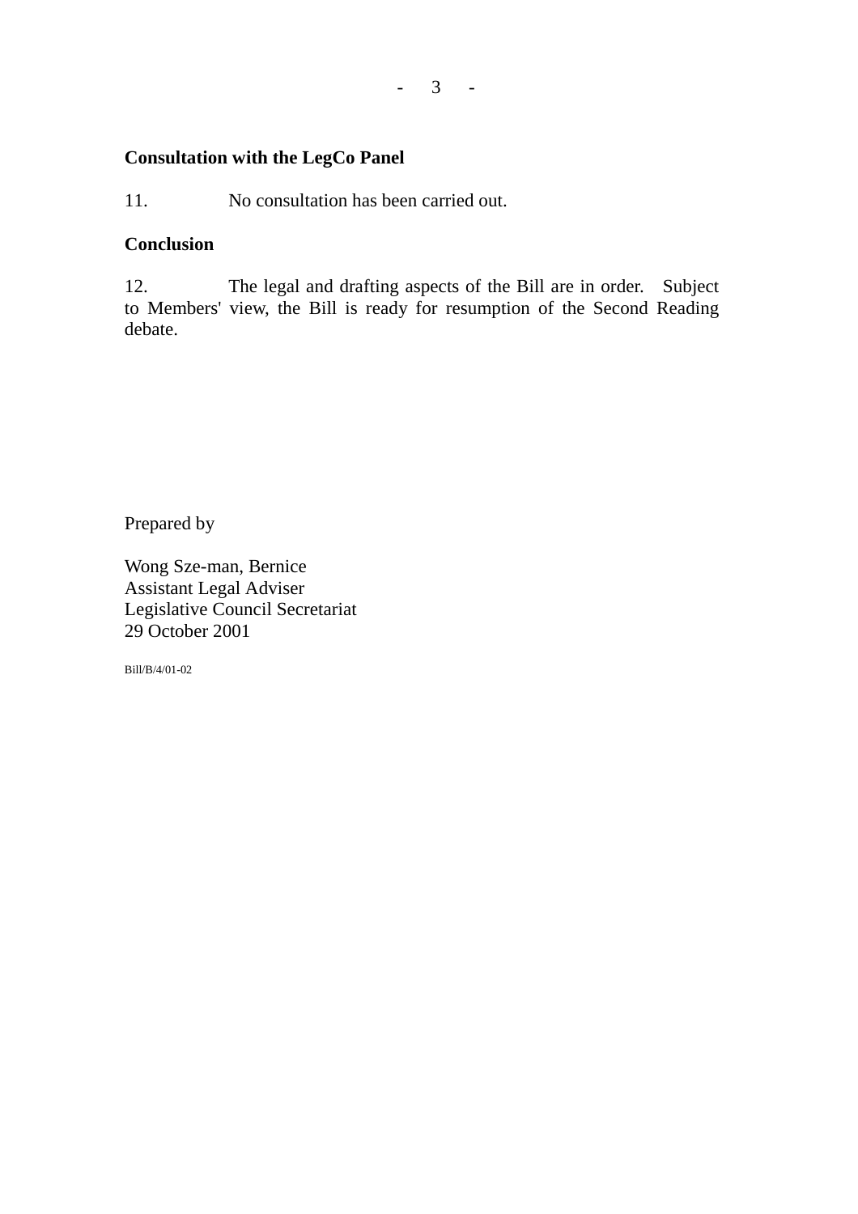**Consultation with the LegCo Panel**

11. No consultation has been carried out.

**Conclusion**

12. The legal and drafting aspects of the Bill are in order. Subject to Members' view, the Bill is ready for resumption of the Second Reading debate.

Prepared by

Wong Sze-man, Bernice
Assistant Legal Adviser
Legislative Council Secretariat
29 October 2001

Bill/B/4/01-02